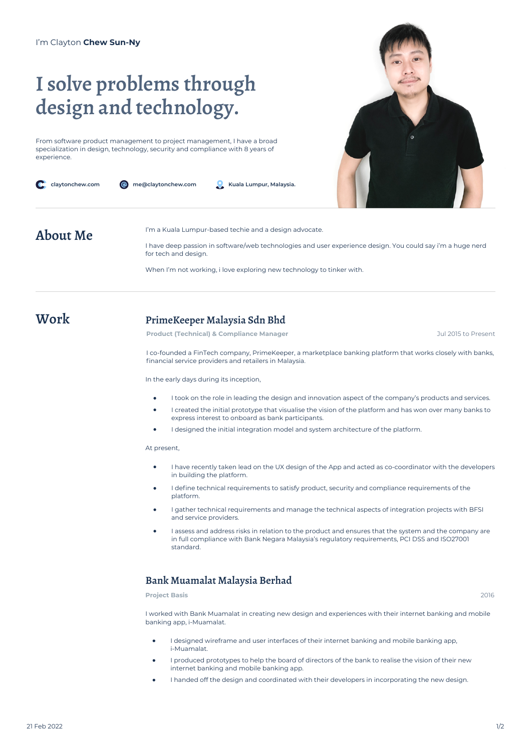I'm Clayton **Chew Sun-Ny**

# I solve problems through design and technology.

From software product management to project management, I have a broad specialization in design, technology, security and compliance with 8 years of experience.

claytonchew.com | me@claytonchew.com | Kuala Lumpur, Malaysia.

## About Me

I'm a Kuala Lumpur-based techie and a design advocate.

I have deep passion in software/web technologies and user experience design. You could say i'm a huge nerd for tech and design.

When I'm not working, i love exploring new technology to tinker with.

## Work

### PrimeKeeper Malaysia Sdn Bhd

**Product (Technical) & Compliance Manager** — Jul 2015 to Present

I co-founded a FinTech company, PrimeKeeper, a marketplace banking platform that works closely with banks, financial service providers and retailers in Malaysia.

In the early days during its inception,

- I took on the role in leading the design and innovation aspect of the company's products and services.
- I created the initial prototype that visualise the vision of the platform and has won over many banks to express interest to onboard as bank participants.
- I designed the initial integration model and system architecture of the platform.

At present,

- I have recently taken lead on the UX design of the App and acted as co-coordinator with the developers in building the platform.
- I define technical requirements to satisfy product, security and compliance requirements of the platform.
- I gather technical requirements and manage the technical aspects of integration projects with BFSI and service providers.
- I assess and address risks in relation to the product and ensures that the system and the company are in full compliance with Bank Negara Malaysia's regulatory requirements, PCI DSS and ISO27001 standard.

### Bank Muamalat Malaysia Berhad

**Project Basis** — 2016

I worked with Bank Muamalat in creating new design and experiences with their internet banking and mobile banking app, i-Muamalat.

- I designed wireframe and user interfaces of their internet banking and mobile banking app, i-Muamalat.
- I produced prototypes to help the board of directors of the bank to realise the vision of their new internet banking and mobile banking app.
- I handed off the design and coordinated with their developers in incorporating the new design.

21 Feb 2022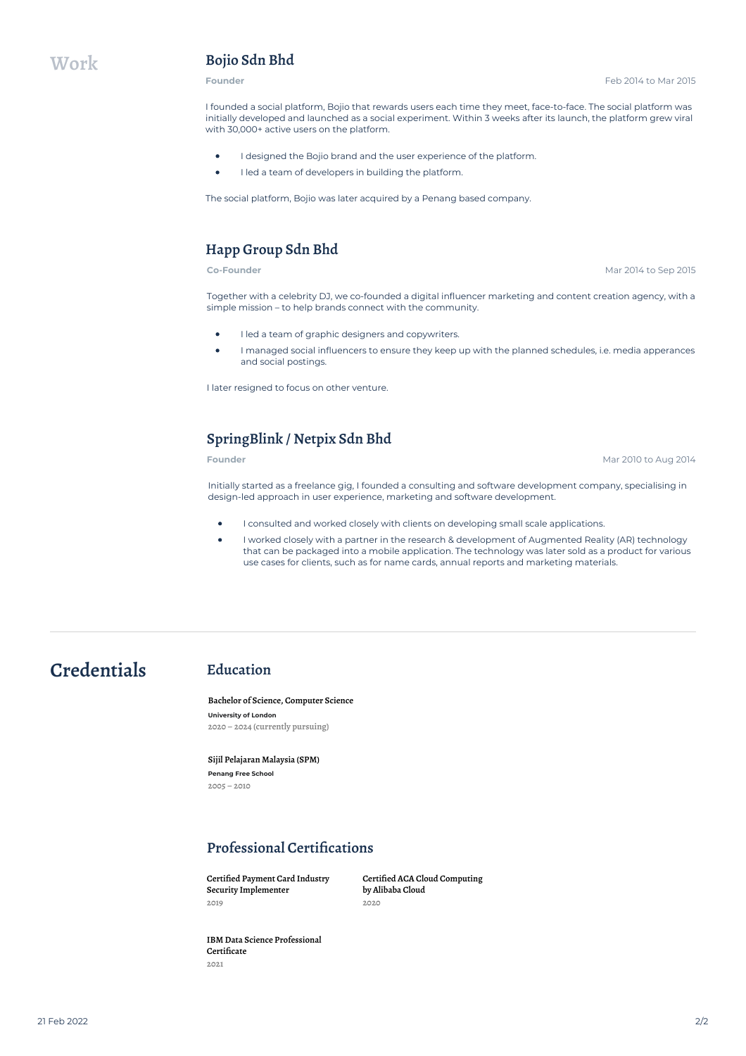# Work

## Bojio Sdn Bhd

**Founder** — Feb 2014 to Mar 2015

I founded a social platform, Bojio that rewards users each time they meet, face-to-face. The social platform was initially developed and launched as a social experiment. Within 3 weeks after its launch, the platform grew viral with 30,000+ active users on the platform.

- I designed the Bojio brand and the user experience of the platform.
- I led a team of developers in building the platform.

The social platform, Bojio was later acquired by a Penang based company.

## Happ Group Sdn Bhd

**Co-Founder** — Mar 2014 to Sep 2015

Together with a celebrity DJ, we co-founded a digital influencer marketing and content creation agency, with a simple mission – to help brands connect with the community.

- I led a team of graphic designers and copywriters.
- I managed social influencers to ensure they keep up with the planned schedules, i.e. media apperances and social postings.

I later resigned to focus on other venture.

## SpringBlink / Netpix Sdn Bhd

**Founder** — Mar 2010 to Aug 2014

Initially started as a freelance gig, I founded a consulting and software development company, specialising in design-led approach in user experience, marketing and software development.

- I consulted and worked closely with clients on developing small scale applications.
- I worked closely with a partner in the research & development of Augmented Reality (AR) technology that can be packaged into a mobile application. The technology was later sold as a product for various use cases for clients, such as for name cards, annual reports and marketing materials.

---

# Credentials

## Education

**Bachelor of Science, Computer Science**
University of London
2020 – 2024 (currently pursuing)

**Sijil Pelajaran Malaysia (SPM)**
Penang Free School
2005 – 2010

## Professional Certifications

**Certified Payment Card Industry Security Implementer**
2019

**Certified ACA Cloud Computing by Alibaba Cloud**
2020

**IBM Data Science Professional Certificate**
2021

21 Feb 2022